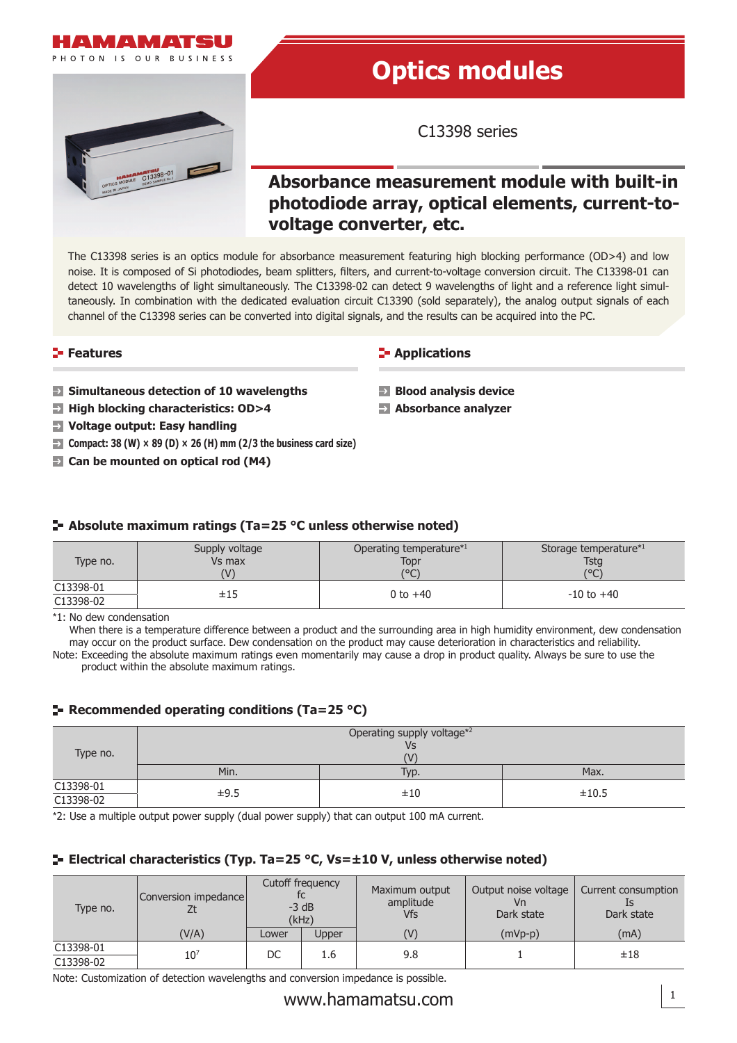HAMAMATSU

PHOTON IS OUR BUSINESS

# Optics modules

C13398 series

## Absorbance measurement module with built-in photodiode array, optical elements, current-to-voltage converter, etc.

The C13398 series is an optics module for absorbance measurement featuring high blocking performance (OD>4) and low noise. It is composed of Si photodiodes, beam splitters, filters, and current-to-voltage conversion circuit. The C13398-01 can detect 10 wavelengths of light simultaneously. The C13398-02 can detect 9 wavelengths of light and a reference light simultaneously. In combination with the dedicated evaluation circuit C13390 (sold separately), the analog output signals of each channel of the C13398 series can be converted into digital signals, and the results can be acquired into the PC.

### Features

- **Simultaneous detection of 10 wavelengths**
- **High blocking characteristics: OD>4**
- **Voltage output: Easy handling**
- **Compact: 38 (W) × 89 (D) × 26 (H) mm (2/3 the business card size)**
- **Can be mounted on optical rod (M4)**

### Applications

- **Blood analysis device**
- **Absorbance analyzer**

### Absolute maximum ratings (Ta=25 °C unless otherwise noted)

| Type no. | Supply voltage<br>Vs max<br>(V) | Operating temperature*1<br>Topr<br>(°C) | Storage temperature*1<br>Tstg<br>(°C) |
|---|---|---|---|
| C13398-01<br>C13398-02 | ±15 | 0 to +40 | -10 to +40 |

*1: No dew condensation
When there is a temperature difference between a product and the surrounding area in high humidity environment, dew condensation may occur on the product surface. Dew condensation on the product may cause deterioration in characteristics and reliability.

Note: Exceeding the absolute maximum ratings even momentarily may cause a drop in product quality. Always be sure to use the product within the absolute maximum ratings.

### Recommended operating conditions (Ta=25 °C)

| Type no. | Operating supply voltage*2<br>Vs<br>(V) | | |
|---|---|---|---|
| | Min. | Typ. | Max. |
| C13398-01<br>C13398-02 | ±9.5 | ±10 | ±10.5 |

*2: Use a multiple output power supply (dual power supply) that can output 100 mA current.

### Electrical characteristics (Typ. Ta=25 °C, Vs=±10 V, unless otherwise noted)

| Type no. | Conversion impedance<br>Zt<br>(V/A) | Cutoff frequency<br>fc<br>-3 dB<br>(kHz) | | Maximum output amplitude<br>Vfs<br>(V) | Output noise voltage<br>Vn<br>Dark state<br>(mVp-p) | Current consumption<br>Is<br>Dark state<br>(mA) |
|---|---|---|---|---|---|---|
| | | Lower | Upper | | | |
| C13398-01<br>C13398-02 | $10^7$ | DC | 1.6 | 9.8 | 1 | ±18 |

Note: Customization of detection wavelengths and conversion impedance is possible.

www.hamamatsu.com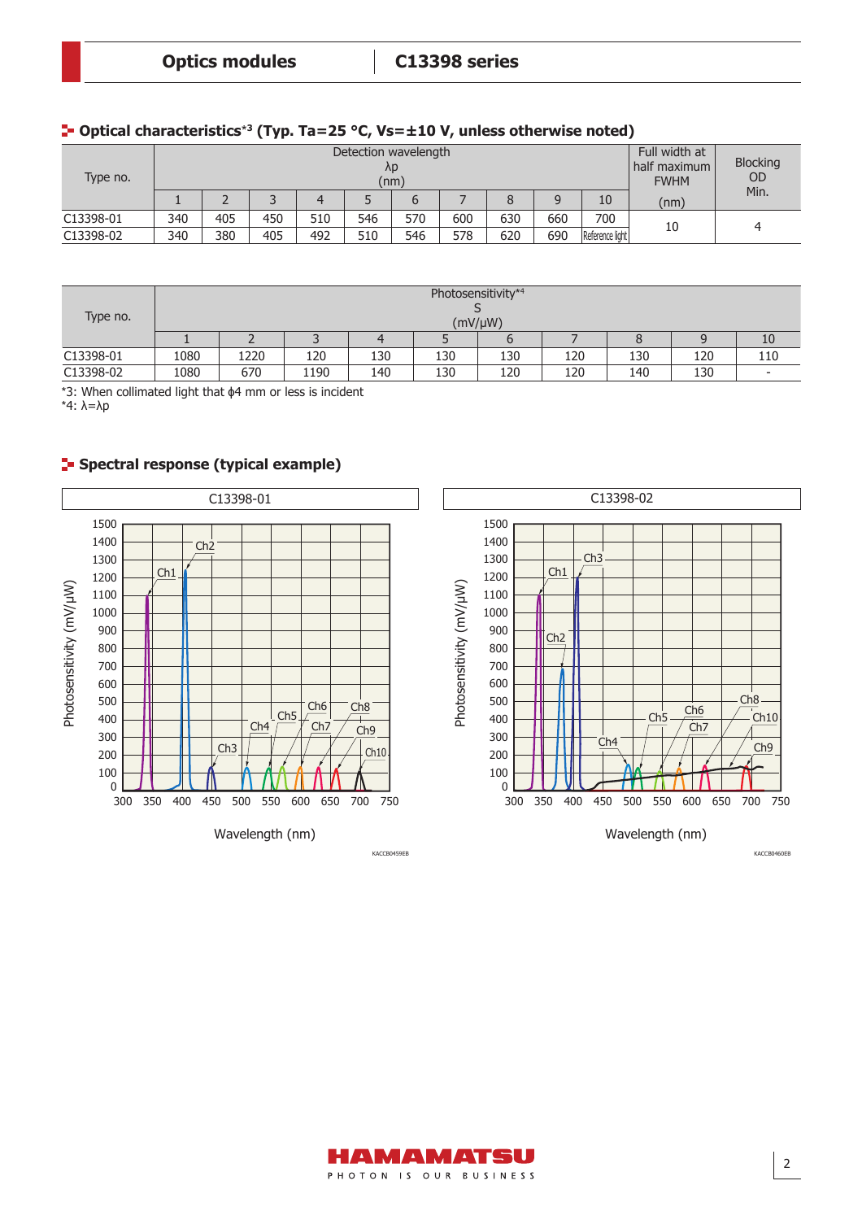## Optical characteristics*3 (Typ. Ta=25 °C, Vs=±10 V, unless otherwise noted)

| Type no. | Detection wavelength λp (nm) | | | | | | | | | | Full width at half maximum FWHM (nm) | Blocking OD Min. |
|---|---|---|---|---|---|---|---|---|---|---|---|---|
| | 1 | 2 | 3 | 4 | 5 | 6 | 7 | 8 | 9 | 10 | | |
| C13398-01 | 340 | 405 | 450 | 510 | 546 | 570 | 600 | 630 | 660 | 700 | 10 | 4 |
| C13398-02 | 340 | 380 | 405 | 492 | 510 | 546 | 578 | 620 | 690 | Reference light | 10 | 4 |

| Type no. | Photosensitivity*4 S (mV/μW) | | | | | | | | | |
|---|---|---|---|---|---|---|---|---|---|---|
| | 1 | 2 | 3 | 4 | 5 | 6 | 7 | 8 | 9 | 10 |
| C13398-01 | 1080 | 1220 | 120 | 130 | 130 | 130 | 120 | 130 | 120 | 110 |
| C13398-02 | 1080 | 670 | 1190 | 140 | 130 | 120 | 120 | 140 | 130 | - |

*3: When collimated light that ϕ4 mm or less is incident

*4: λ=λp

## Spectral response (typical example)

C13398-01

C13398-02

KACCB0459EB

KACCB0460EB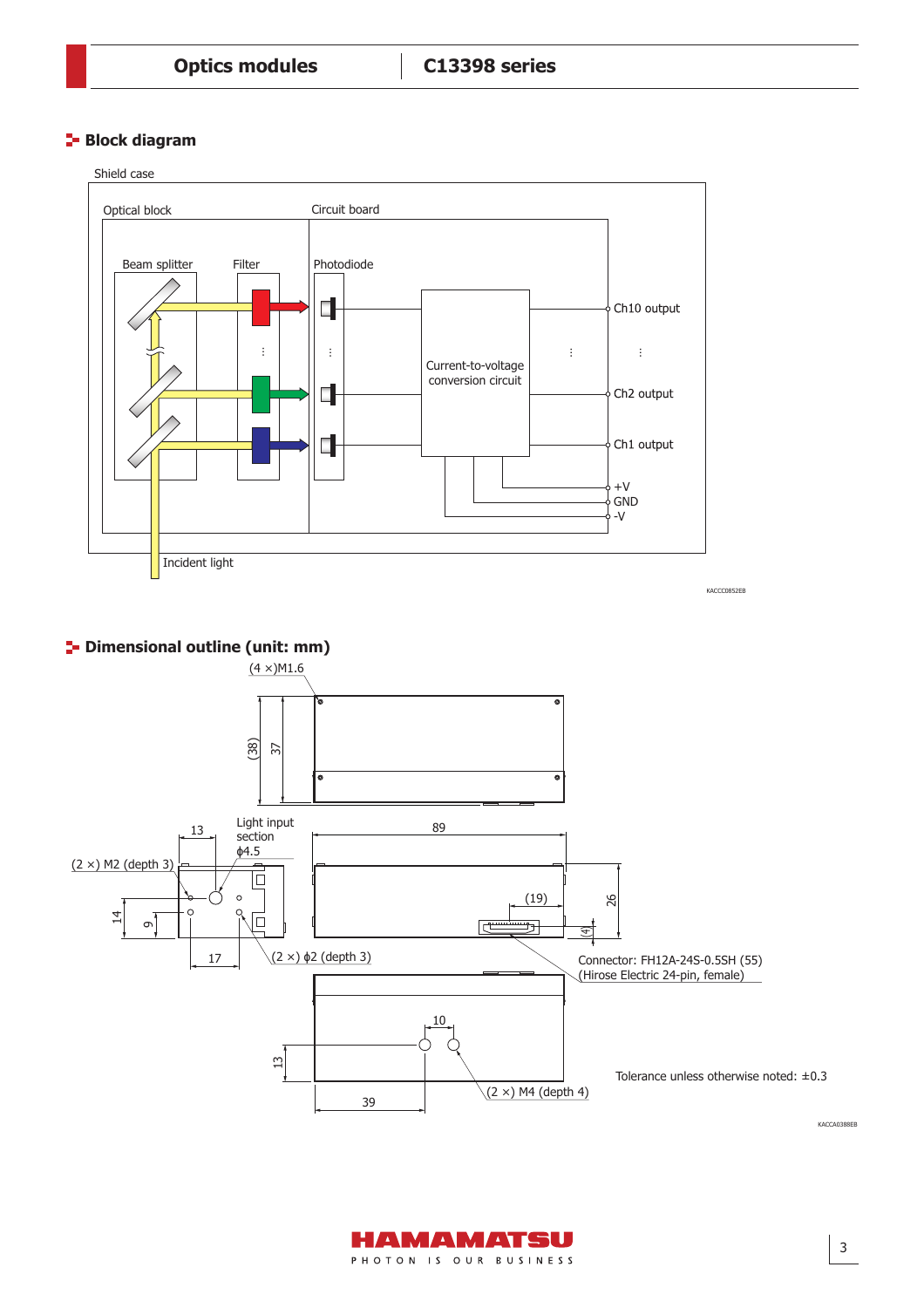## Block diagram

Shield case

Optical block

Circuit board

Beam splitter

Filter

Photodiode

Current-to-voltage conversion circuit

Ch10 output

Ch2 output

Ch1 output

+V

GND

-V

Incident light

KACCC0852EB

## Dimensional outline (unit: mm)

(4 ×)M1.6

(38)

37

13

Light input section ϕ4.5

89

(2 ×) M2 (depth 3)

14

9

17

(2 ×) ϕ2 (depth 3)

(19)

26

(4)

Connector: FH12A-24S-0.5SH (55) (Hirose Electric 24-pin, female)

10

13

39

(2 ×) M4 (depth 4)

Tolerance unless otherwise noted: ±0.3

KACCA0388EB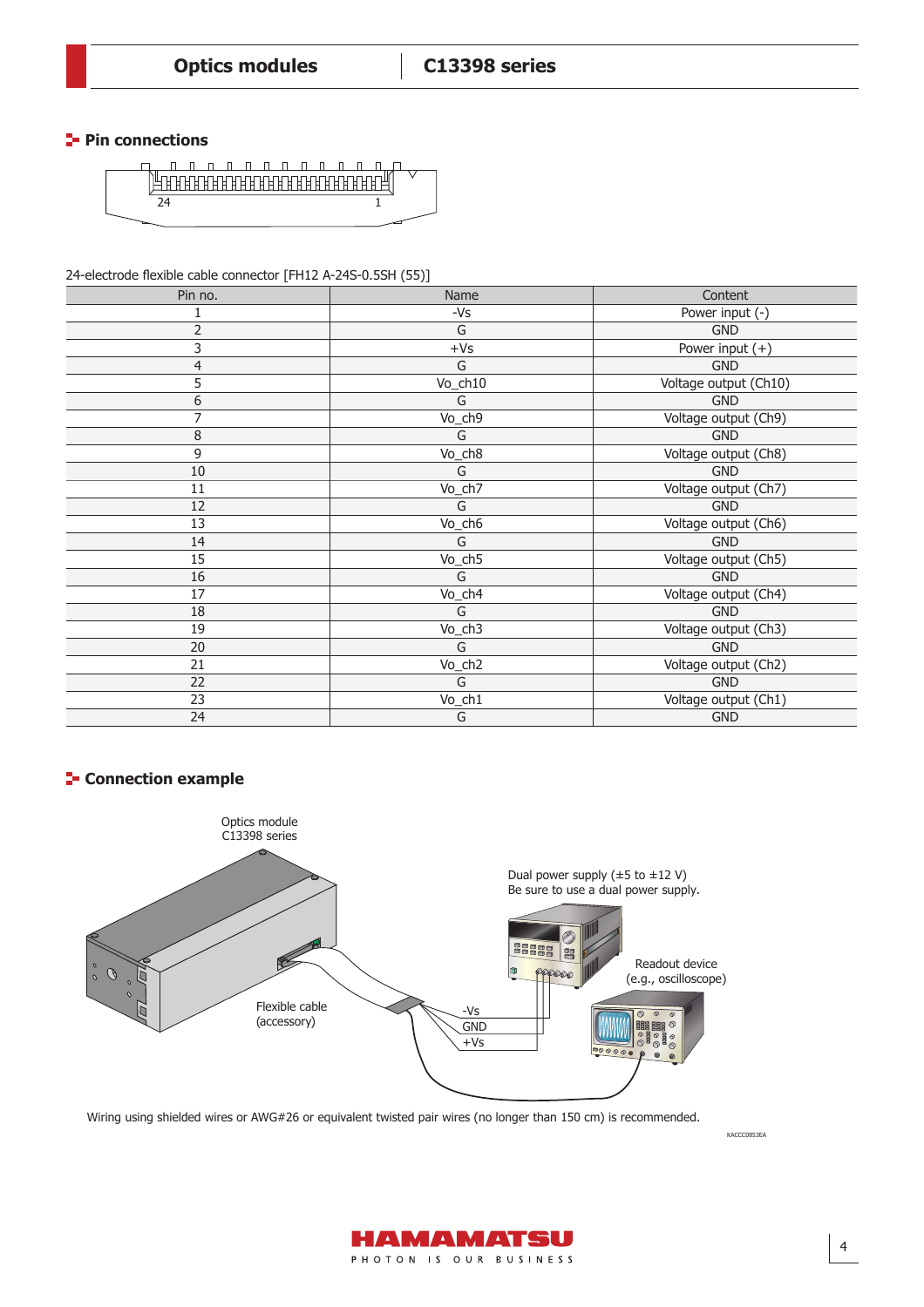## Pin connections

24-electrode flexible cable connector [FH12 A-24S-0.5SH (55)]

| Pin no. | Name | Content |
|---|---|---|
| 1 | -Vs | Power input (-) |
| 2 | G | GND |
| 3 | +Vs | Power input (+) |
| 4 | G | GND |
| 5 | Vo_ch10 | Voltage output (Ch10) |
| 6 | G | GND |
| 7 | Vo_ch9 | Voltage output (Ch9) |
| 8 | G | GND |
| 9 | Vo_ch8 | Voltage output (Ch8) |
| 10 | G | GND |
| 11 | Vo_ch7 | Voltage output (Ch7) |
| 12 | G | GND |
| 13 | Vo_ch6 | Voltage output (Ch6) |
| 14 | G | GND |
| 15 | Vo_ch5 | Voltage output (Ch5) |
| 16 | G | GND |
| 17 | Vo_ch4 | Voltage output (Ch4) |
| 18 | G | GND |
| 19 | Vo_ch3 | Voltage output (Ch3) |
| 20 | G | GND |
| 21 | Vo_ch2 | Voltage output (Ch2) |
| 22 | G | GND |
| 23 | Vo_ch1 | Voltage output (Ch1) |
| 24 | G | GND |

## Connection example

Optics module C13398 series

Dual power supply (±5 to ±12 V)
Be sure to use a dual power supply.

Readout device (e.g., oscilloscope)

Flexible cable (accessory)

-Vs
GND
+Vs

Wiring using shielded wires or AWG#26 or equivalent twisted pair wires (no longer than 150 cm) is recommended.

KACCC0853EA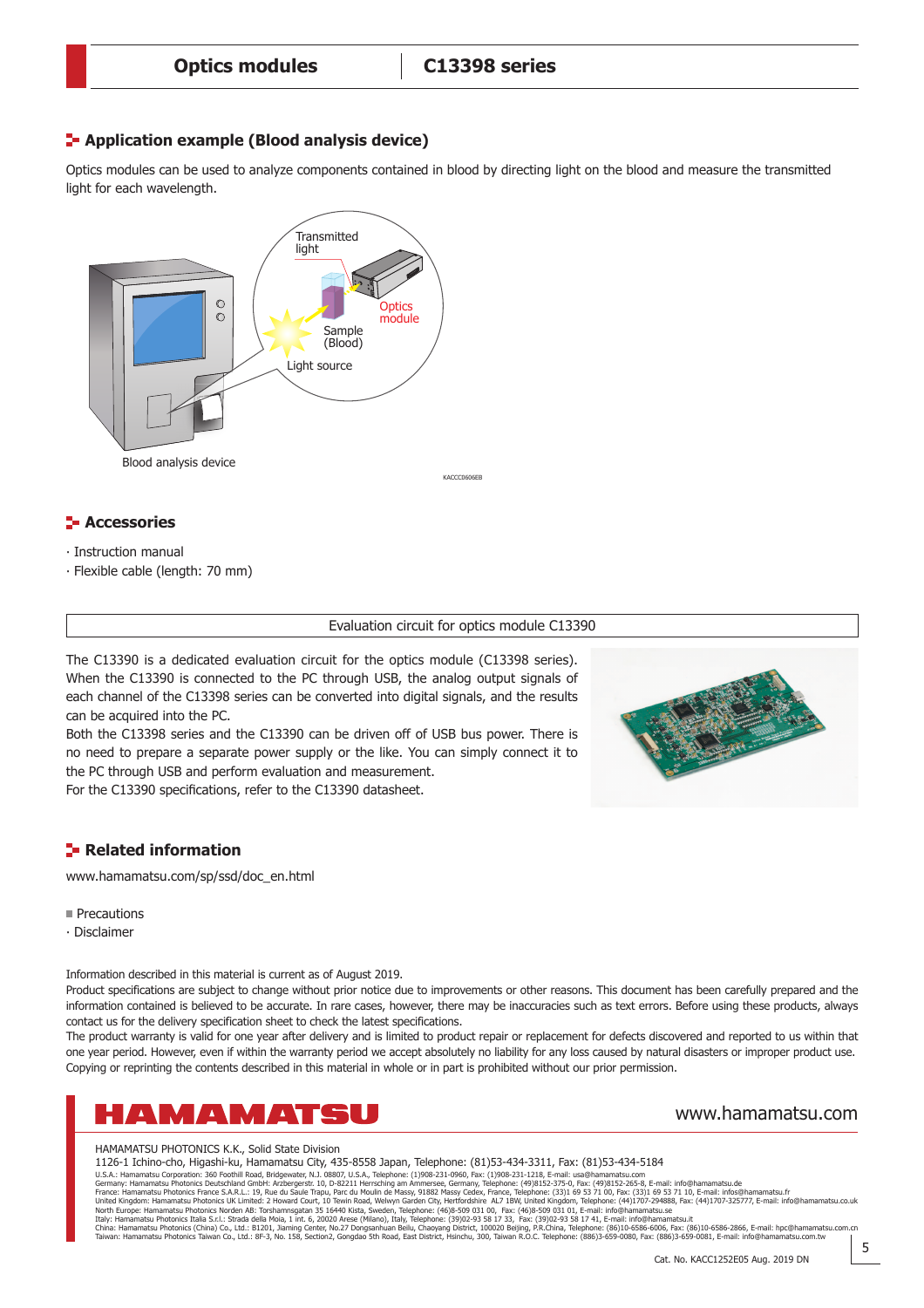## Application example (Blood analysis device)

Optics modules can be used to analyze components contained in blood by directing light on the blood and measure the transmitted light for each wavelength.

Transmitted light

Optics module

Sample (Blood)

Light source

Blood analysis device

KACCC0606EB

## Accessories

· Instruction manual
· Flexible cable (length: 70 mm)

| Evaluation circuit for optics module C13390 |
|---|

The C13390 is a dedicated evaluation circuit for the optics module (C13398 series). When the C13390 is connected to the PC through USB, the analog output signals of each channel of the C13398 series can be converted into digital signals, and the results can be acquired into the PC.
Both the C13398 series and the C13390 can be driven off of USB bus power. There is no need to prepare a separate power supply or the like. You can simply connect it to the PC through USB and perform evaluation and measurement.
For the C13390 specifications, refer to the C13390 datasheet.

## Related information

www.hamamatsu.com/sp/ssd/doc_en.html

■ Precautions
· Disclaimer

Information described in this material is current as of August 2019.
Product specifications are subject to change without prior notice due to improvements or other reasons. This document has been carefully prepared and the information contained is believed to be accurate. In rare cases, however, there may be inaccuracies such as text errors. Before using these products, always contact us for the delivery specification sheet to check the latest specifications.
The product warranty is valid for one year after delivery and is limited to product repair or replacement for defects discovered and reported to us within that one year period. However, even if within the warranty period we accept absolutely no liability for any loss caused by natural disasters or improper product use.
Copying or reprinting the contents described in this material in whole or in part is prohibited without our prior permission.

**HAMAMATSU**

www.hamamatsu.com

HAMAMATSU PHOTONICS K.K., Solid State Division
1126-1 Ichino-cho, Higashi-ku, Hamamatsu City, 435-8558 Japan, Telephone: (81)53-434-3311, Fax: (81)53-434-5184
U.S.A.: Hamamatsu Corporation: 360 Foothill Road, Bridgewater, N.J. 08807, U.S.A., Telephone: (1)908-231-0960, Fax: (1)908-231-1218, E-mail: usa@hamamatsu.com
Germany: Hamamatsu Photonics Deutschland GmbH: Arzbergerstr. 10, D-82211 Herrsching am Ammersee, Germany, Telephone: (49)8152-375-0, Fax: (49)8152-265-8, E-mail: info@hamamatsu.de
France: Hamamatsu Photonics France S.A.R.L.: 19, Rue du Saule Trapu, Parc du Moulin de Massy, 91882 Massy Cedex, France, Telephone: (33)1 69 53 71 00, Fax: (33)1 69 53 71 10, E-mail: infos@hamamatsu.fr
United Kingdom: Hamamatsu Photonics UK Limited: 2 Howard Court, 10 Tewin Road, Welwyn Garden City, Hertfordshire AL7 1BW, United Kingdom, Telephone: (44)1707-294888, Fax: (44)1707-325777, E-mail: info@hamamatsu.co.uk
North Europe: Hamamatsu Photonics Norden AB: Torshamnsgatan 35 16440 Kista, Sweden, Telephone: (46)8-509 031 00, Fax: (46)8-509 031 01, E-mail: info@hamamatsu.se
Italy: Hamamatsu Photonics Italia S.r.l.: Strada della Moia, 1 int. 6, 20020 Arese (Milano), Italy, Telephone: (39)02-93 58 17 33, Fax: (39)02-93 58 17 41, E-mail: info@hamamatsu.it
China: Hamamatsu Photonics (China) Co., Ltd.: B1201, Jiaming Center, No.27 Dongsanhuan Beilu, Chaoyang District, 100020 Beijing, P.R.China, Telephone: (86)10-6586-6006, Fax: (86)10-6586-2866, E-mail: hpc@hamamatsu.com.cn
Taiwan: Hamamatsu Photonics Taiwan Co., Ltd.: 8F-3, No. 158, Section2, Gongdao 5th Road, East District, Hsinchu, 300, Taiwan R.O.C. Telephone: (886)3-659-0080, Fax: (886)3-659-0081, E-mail: info@hamamatsu.com.tw

Cat. No. KACC1252E05 Aug. 2019 DN